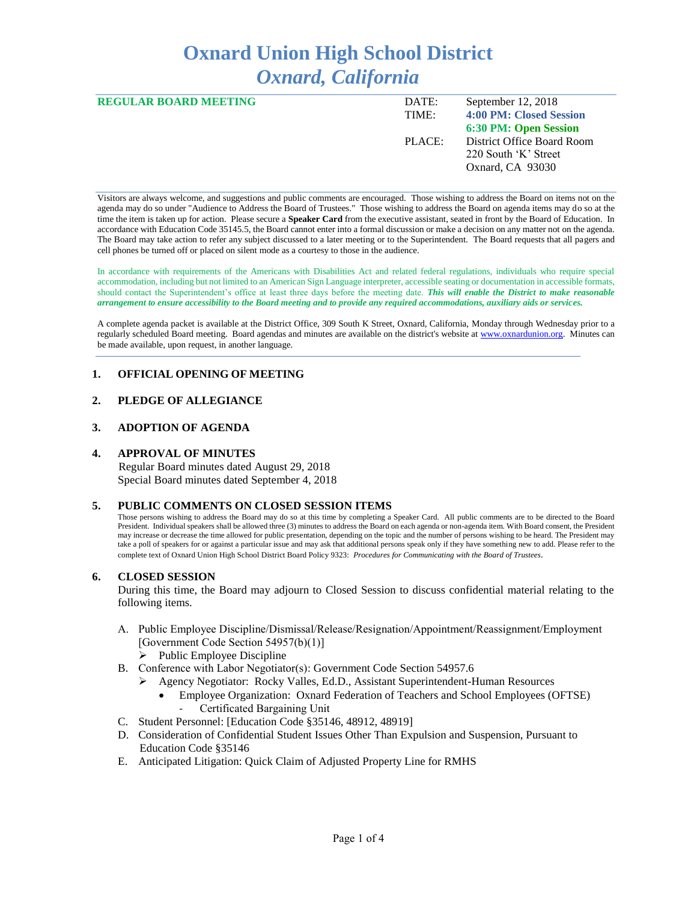# Oxnard Union High School District
## *Oxnard, California*

| **REGULAR BOARD MEETING** | DATE: | September 12, 2018 |
|---|---|---|
| | TIME: | **4:00 PM: Closed Session** |
| | | **6:30 PM: Open Session** |
| | PLACE: | District Office Board Room<br>220 South 'K' Street<br>Oxnard, CA 93030 |

Visitors are always welcome, and suggestions and public comments are encouraged. Those wishing to address the Board on items not on the agenda may do so under "Audience to Address the Board of Trustees." Those wishing to address the Board on agenda items may do so at the time the item is taken up for action. Please secure a **Speaker Card** from the executive assistant, seated in front by the Board of Education. In accordance with Education Code 35145.5, the Board cannot enter into a formal discussion or make a decision on any matter not on the agenda. The Board may take action to refer any subject discussed to a later meeting or to the Superintendent. The Board requests that all pagers and cell phones be turned off or placed on silent mode as a courtesy to those in the audience.

In accordance with requirements of the Americans with Disabilities Act and related federal regulations, individuals who require special accommodation, including but not limited to an American Sign Language interpreter, accessible seating or documentation in accessible formats, should contact the Superintendent's office at least three days before the meeting date. ***This will enable the District to make reasonable arrangement to ensure accessibility to the Board meeting and to provide any required accommodations, auxiliary aids or services.***

A complete agenda packet is available at the District Office, 309 South K Street, Oxnard, California, Monday through Wednesday prior to a regularly scheduled Board meeting. Board agendas and minutes are available on the district's website at www.oxnardunion.org. Minutes can be made available, upon request, in another language.

---

### 1. OFFICIAL OPENING OF MEETING

### 2. PLEDGE OF ALLEGIANCE

### 3. ADOPTION OF AGENDA

### 4. APPROVAL OF MINUTES

Regular Board minutes dated August 29, 2018
Special Board minutes dated September 4, 2018

### 5. PUBLIC COMMENTS ON CLOSED SESSION ITEMS

Those persons wishing to address the Board may do so at this time by completing a Speaker Card. All public comments are to be directed to the Board President. Individual speakers shall be allowed three (3) minutes to address the Board on each agenda or non-agenda item. With Board consent, the President may increase or decrease the time allowed for public presentation, depending on the topic and the number of persons wishing to be heard. The President may take a poll of speakers for or against a particular issue and may ask that additional persons speak only if they have something new to add. Please refer to the complete text of Oxnard Union High School District Board Policy 9323: *Procedures for Communicating with the Board of Trustees*.

### 6. CLOSED SESSION

During this time, the Board may adjourn to Closed Session to discuss confidential material relating to the following items.

A. Public Employee Discipline/Dismissal/Release/Resignation/Appointment/Reassignment/Employment [Government Code Section 54957(b)(1)]
   - Public Employee Discipline

B. Conference with Labor Negotiator(s): Government Code Section 54957.6
   - Agency Negotiator: Rocky Valles, Ed.D., Assistant Superintendent-Human Resources
     - Employee Organization: Oxnard Federation of Teachers and School Employees (OFTSE)
       - Certificated Bargaining Unit

C. Student Personnel: [Education Code §35146, 48912, 48919]

D. Consideration of Confidential Student Issues Other Than Expulsion and Suspension, Pursuant to Education Code §35146

E. Anticipated Litigation: Quick Claim of Adjusted Property Line for RMHS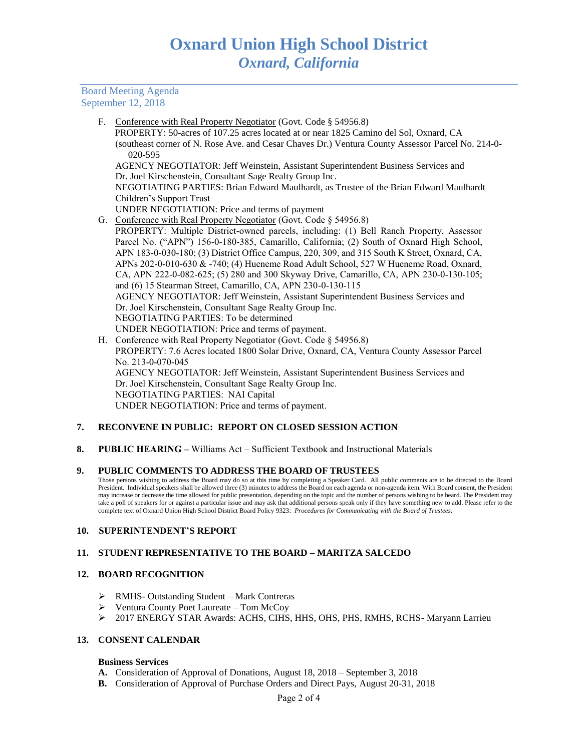F. Conference with Real Property Negotiator (Govt. Code § 54956.8)
PROPERTY: 50-acres of 107.25 acres located at or near 1825 Camino del Sol, Oxnard, CA (southeast corner of N. Rose Ave. and Cesar Chaves Dr.) Ventura County Assessor Parcel No. 214-0-020-595
AGENCY NEGOTIATOR: Jeff Weinstein, Assistant Superintendent Business Services and Dr. Joel Kirschenstein, Consultant Sage Realty Group Inc.
NEGOTIATING PARTIES: Brian Edward Maulhardt, as Trustee of the Brian Edward Maulhardt Children's Support Trust
UNDER NEGOTIATION: Price and terms of payment

G. Conference with Real Property Negotiator (Govt. Code § 54956.8)
PROPERTY: Multiple District-owned parcels, including: (1) Bell Ranch Property, Assessor Parcel No. ("APN") 156-0-180-385, Camarillo, California; (2) South of Oxnard High School, APN 183-0-030-180; (3) District Office Campus, 220, 309, and 315 South K Street, Oxnard, CA, APNs 202-0-010-630 & -740; (4) Hueneme Road Adult School, 527 W Hueneme Road, Oxnard, CA, APN 222-0-082-625; (5) 280 and 300 Skyway Drive, Camarillo, CA, APN 230-0-130-105; and (6) 15 Stearman Street, Camarillo, CA, APN 230-0-130-115
AGENCY NEGOTIATOR: Jeff Weinstein, Assistant Superintendent Business Services and Dr. Joel Kirschenstein, Consultant Sage Realty Group Inc.
NEGOTIATING PARTIES: To be determined
UNDER NEGOTIATION: Price and terms of payment.

H. Conference with Real Property Negotiator (Govt. Code § 54956.8)
PROPERTY: 7.6 Acres located 1800 Solar Drive, Oxnard, CA, Ventura County Assessor Parcel No. 213-0-070-045
AGENCY NEGOTIATOR: Jeff Weinstein, Assistant Superintendent Business Services and Dr. Joel Kirschenstein, Consultant Sage Realty Group Inc.
NEGOTIATING PARTIES: NAI Capital
UNDER NEGOTIATION: Price and terms of payment.

## 7. RECONVENE IN PUBLIC: REPORT ON CLOSED SESSION ACTION

## 8. PUBLIC HEARING – Williams Act – Sufficient Textbook and Instructional Materials

## 9. PUBLIC COMMENTS TO ADDRESS THE BOARD OF TRUSTEES

Those persons wishing to address the Board may do so at this time by completing a Speaker Card. All public comments are to be directed to the Board President. Individual speakers shall be allowed three (3) minutes to address the Board on each agenda or non-agenda item. With Board consent, the President may increase or decrease the time allowed for public presentation, depending on the topic and the number of persons wishing to be heard. The President may take a poll of speakers for or against a particular issue and may ask that additional persons speak only if they have something new to add. Please refer to the complete text of Oxnard Union High School District Board Policy 9323: ***Procedures for Communicating with the Board of Trustees.***

## 10. SUPERINTENDENT'S REPORT

## 11. STUDENT REPRESENTATIVE TO THE BOARD – MARITZA SALCEDO

## 12. BOARD RECOGNITION

- RMHS- Outstanding Student – Mark Contreras
- Ventura County Poet Laureate – Tom McCoy
- 2017 ENERGY STAR Awards: ACHS, CIHS, HHS, OHS, PHS, RMHS, RCHS- Maryann Larrieu

## 13. CONSENT CALENDAR

**Business Services**

**A.** Consideration of Approval of Donations, August 18, 2018 – September 3, 2018
**B.** Consideration of Approval of Purchase Orders and Direct Pays, August 20-31, 2018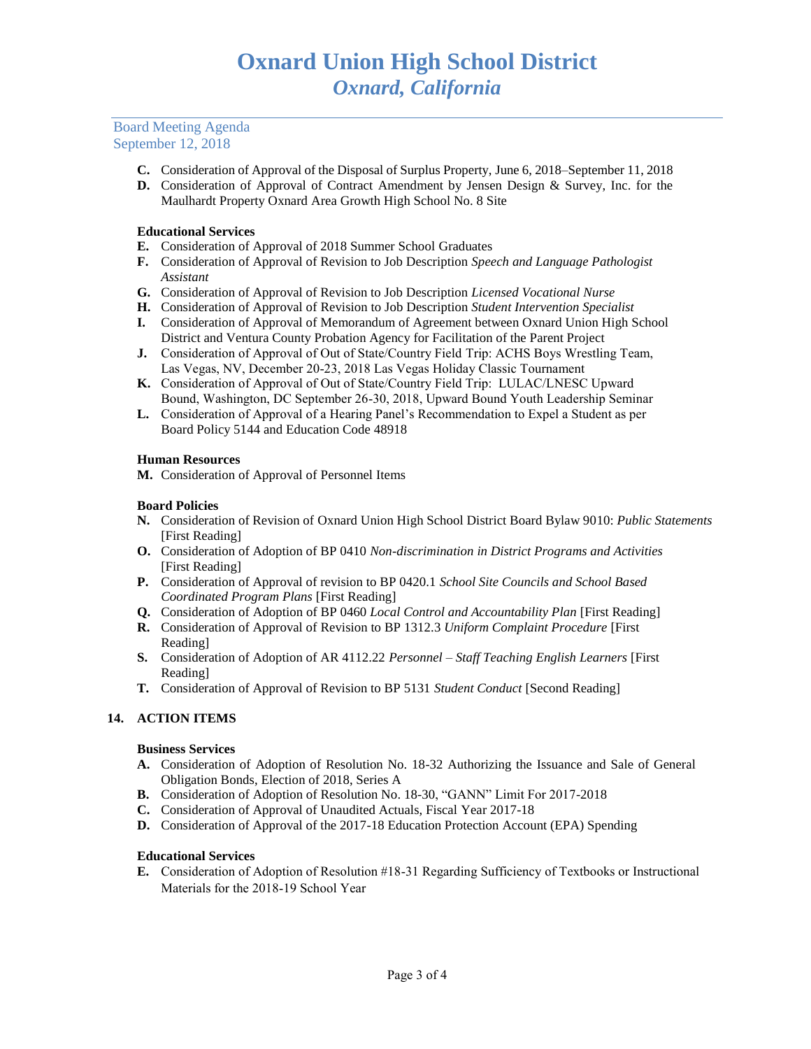- **C.** Consideration of Approval of the Disposal of Surplus Property, June 6, 2018–September 11, 2018
- **D.** Consideration of Approval of Contract Amendment by Jensen Design & Survey, Inc. for the Maulhardt Property Oxnard Area Growth High School No. 8 Site

**Educational Services**

- **E.** Consideration of Approval of 2018 Summer School Graduates
- **F.** Consideration of Approval of Revision to Job Description *Speech and Language Pathologist Assistant*
- **G.** Consideration of Approval of Revision to Job Description *Licensed Vocational Nurse*
- **H.** Consideration of Approval of Revision to Job Description *Student Intervention Specialist*
- **I.** Consideration of Approval of Memorandum of Agreement between Oxnard Union High School District and Ventura County Probation Agency for Facilitation of the Parent Project
- **J.** Consideration of Approval of Out of State/Country Field Trip: ACHS Boys Wrestling Team, Las Vegas, NV, December 20-23, 2018 Las Vegas Holiday Classic Tournament
- **K.** Consideration of Approval of Out of State/Country Field Trip: LULAC/LNESC Upward Bound, Washington, DC September 26-30, 2018, Upward Bound Youth Leadership Seminar
- **L.** Consideration of Approval of a Hearing Panel's Recommendation to Expel a Student as per Board Policy 5144 and Education Code 48918

**Human Resources**

- **M.** Consideration of Approval of Personnel Items

**Board Policies**

- **N.** Consideration of Revision of Oxnard Union High School District Board Bylaw 9010: *Public Statements* [First Reading]
- **O.** Consideration of Adoption of BP 0410 *Non-discrimination in District Programs and Activities* [First Reading]
- **P.** Consideration of Approval of revision to BP 0420.1 *School Site Councils and School Based Coordinated Program Plans* [First Reading]
- **Q.** Consideration of Adoption of BP 0460 *Local Control and Accountability Plan* [First Reading]
- **R.** Consideration of Approval of Revision to BP 1312.3 *Uniform Complaint Procedure* [First Reading]
- **S.** Consideration of Adoption of AR 4112.22 *Personnel – Staff Teaching English Learners* [First Reading]
- **T.** Consideration of Approval of Revision to BP 5131 *Student Conduct* [Second Reading]

## 14. ACTION ITEMS

**Business Services**

- **A.** Consideration of Adoption of Resolution No. 18-32 Authorizing the Issuance and Sale of General Obligation Bonds, Election of 2018, Series A
- **B.** Consideration of Adoption of Resolution No. 18-30, "GANN" Limit For 2017-2018
- **C.** Consideration of Approval of Unaudited Actuals, Fiscal Year 2017-18
- **D.** Consideration of Approval of the 2017-18 Education Protection Account (EPA) Spending

**Educational Services**

- **E.** Consideration of Adoption of Resolution #18-31 Regarding Sufficiency of Textbooks or Instructional Materials for the 2018-19 School Year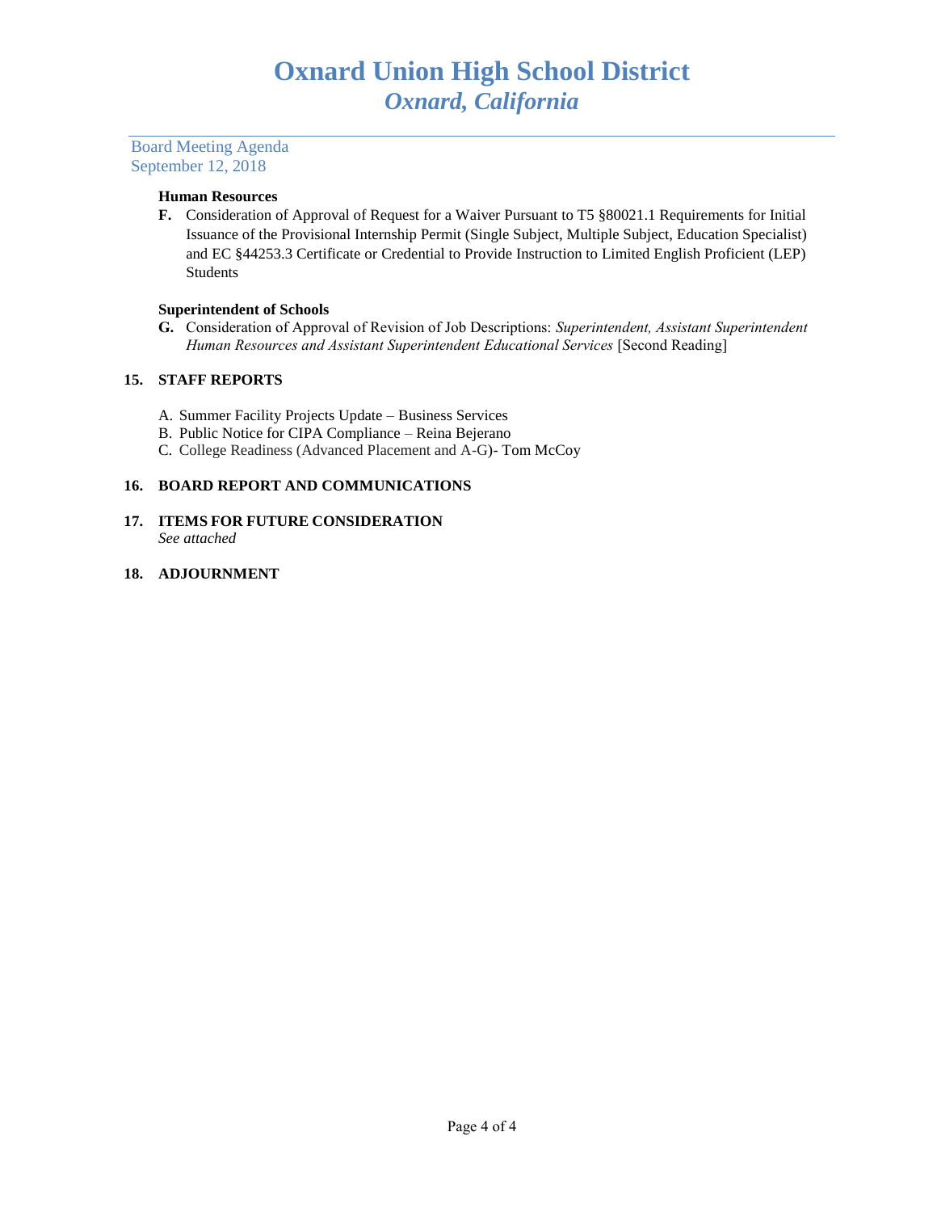**Human Resources**

**F.** Consideration of Approval of Request for a Waiver Pursuant to T5 §80021.1 Requirements for Initial Issuance of the Provisional Internship Permit (Single Subject, Multiple Subject, Education Specialist) and EC §44253.3 Certificate or Credential to Provide Instruction to Limited English Proficient (LEP) Students

**Superintendent of Schools**

**G.** Consideration of Approval of Revision of Job Descriptions: *Superintendent, Assistant Superintendent Human Resources and Assistant Superintendent Educational Services* [Second Reading]

**15. STAFF REPORTS**

A. Summer Facility Projects Update – Business Services
B. Public Notice for CIPA Compliance – Reina Bejerano
C. College Readiness (Advanced Placement and A-G)- Tom McCoy

**16. BOARD REPORT AND COMMUNICATIONS**

**17. ITEMS FOR FUTURE CONSIDERATION**
*See attached*

**18. ADJOURNMENT**